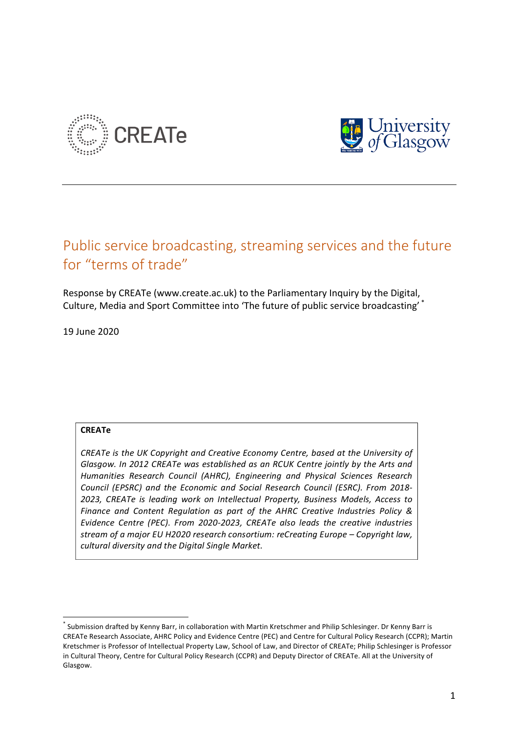# Public service broadcasting, streaming services and the future for "terms of trade"

Response by CREATe (www.create.ac.uk) to the Parliamentary Inquiry by the Digital, Culture, Media and Sport Committee into 'The future of public service broadcasting' [*]

19 June 2020

> **CREATe**
>
> *CREATe is the UK Copyright and Creative Economy Centre, based at the University of Glasgow. In 2012 CREATe was established as an RCUK Centre jointly by the Arts and Humanities Research Council (AHRC), Engineering and Physical Sciences Research Council (EPSRC) and the Economic and Social Research Council (ESRC). From 2018-2023, CREATe is leading work on Intellectual Property, Business Models, Access to Finance and Content Regulation as part of the AHRC Creative Industries Policy & Evidence Centre (PEC). From 2020-2023, CREATe also leads the creative industries stream of a major EU H2020 research consortium: reCreating Europe – Copyright law, cultural diversity and the Digital Single Market.*

[*] Submission drafted by Kenny Barr, in collaboration with Martin Kretschmer and Philip Schlesinger. Dr Kenny Barr is CREATe Research Associate, AHRC Policy and Evidence Centre (PEC) and Centre for Cultural Policy Research (CCPR); Martin Kretschmer is Professor of Intellectual Property Law, School of Law, and Director of CREATe; Philip Schlesinger is Professor in Cultural Theory, Centre for Cultural Policy Research (CCPR) and Deputy Director of CREATe. All at the University of Glasgow.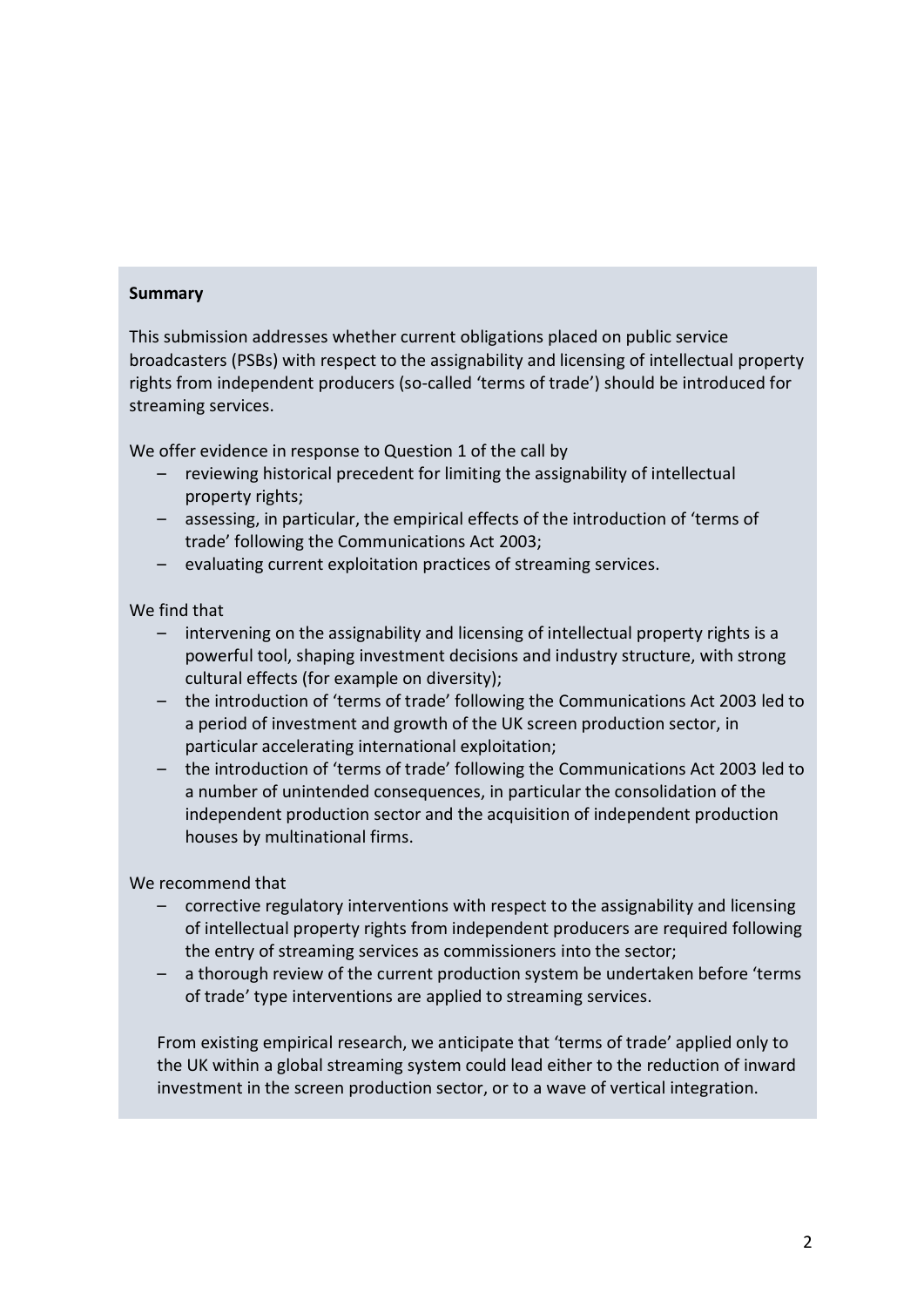**Summary**

This submission addresses whether current obligations placed on public service broadcasters (PSBs) with respect to the assignability and licensing of intellectual property rights from independent producers (so-called 'terms of trade') should be introduced for streaming services.

We offer evidence in response to Question 1 of the call by

- reviewing historical precedent for limiting the assignability of intellectual property rights;
- assessing, in particular, the empirical effects of the introduction of 'terms of trade' following the Communications Act 2003;
- evaluating current exploitation practices of streaming services.

We find that

- intervening on the assignability and licensing of intellectual property rights is a powerful tool, shaping investment decisions and industry structure, with strong cultural effects (for example on diversity);
- the introduction of 'terms of trade' following the Communications Act 2003 led to a period of investment and growth of the UK screen production sector, in particular accelerating international exploitation;
- the introduction of 'terms of trade' following the Communications Act 2003 led to a number of unintended consequences, in particular the consolidation of the independent production sector and the acquisition of independent production houses by multinational firms.

We recommend that

- corrective regulatory interventions with respect to the assignability and licensing of intellectual property rights from independent producers are required following the entry of streaming services as commissioners into the sector;
- a thorough review of the current production system be undertaken before 'terms of trade' type interventions are applied to streaming services.

From existing empirical research, we anticipate that 'terms of trade' applied only to the UK within a global streaming system could lead either to the reduction of inward investment in the screen production sector, or to a wave of vertical integration.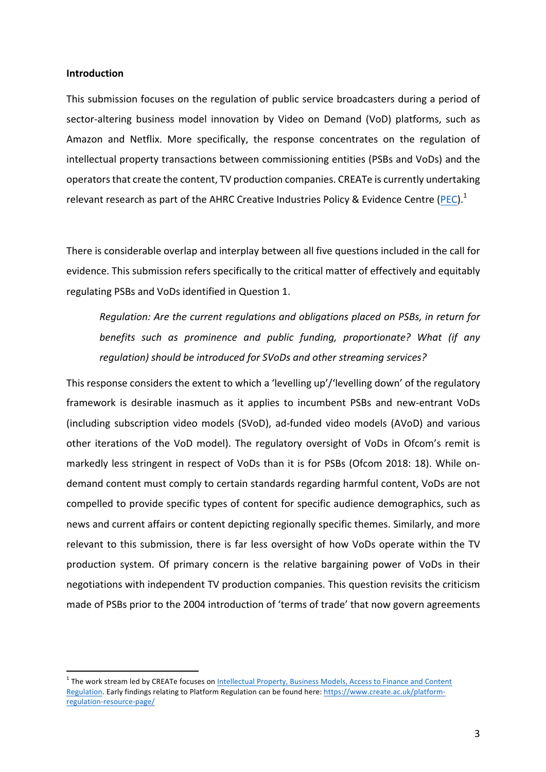**Introduction**

This submission focuses on the regulation of public service broadcasters during a period of sector-altering business model innovation by Video on Demand (VoD) platforms, such as Amazon and Netflix. More specifically, the response concentrates on the regulation of intellectual property transactions between commissioning entities (PSBs and VoDs) and the operators that create the content, TV production companies. CREATe is currently undertaking relevant research as part of the AHRC Creative Industries Policy & Evidence Centre (PEC).[1]

There is considerable overlap and interplay between all five questions included in the call for evidence. This submission refers specifically to the critical matter of effectively and equitably regulating PSBs and VoDs identified in Question 1.

> *Regulation: Are the current regulations and obligations placed on PSBs, in return for benefits such as prominence and public funding, proportionate? What (if any regulation) should be introduced for SVoDs and other streaming services?*

This response considers the extent to which a 'levelling up'/'levelling down' of the regulatory framework is desirable inasmuch as it applies to incumbent PSBs and new-entrant VoDs (including subscription video models (SVoD), ad-funded video models (AVoD) and various other iterations of the VoD model). The regulatory oversight of VoDs in Ofcom's remit is markedly less stringent in respect of VoDs than it is for PSBs (Ofcom 2018: 18). While on-demand content must comply to certain standards regarding harmful content, VoDs are not compelled to provide specific types of content for specific audience demographics, such as news and current affairs or content depicting regionally specific themes. Similarly, and more relevant to this submission, there is far less oversight of how VoDs operate within the TV production system. Of primary concern is the relative bargaining power of VoDs in their negotiations with independent TV production companies. This question revisits the criticism made of PSBs prior to the 2004 introduction of 'terms of trade' that now govern agreements

---

[1] The work stream led by CREATe focuses on Intellectual Property, Business Models, Access to Finance and Content Regulation. Early findings relating to Platform Regulation can be found here: https://www.create.ac.uk/platform-regulation-resource-page/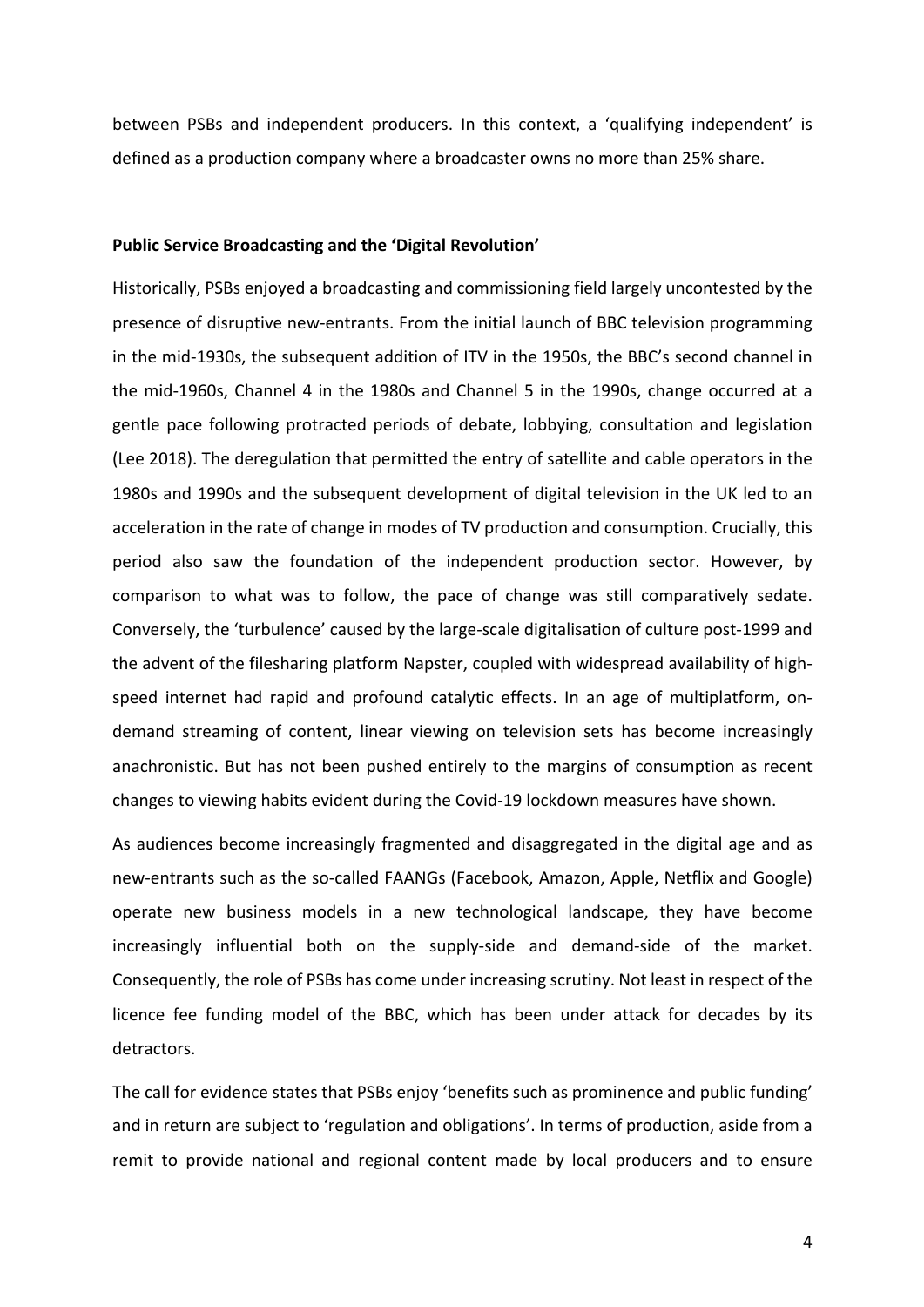between PSBs and independent producers. In this context, a 'qualifying independent' is defined as a production company where a broadcaster owns no more than 25% share.

**Public Service Broadcasting and the 'Digital Revolution'**

Historically, PSBs enjoyed a broadcasting and commissioning field largely uncontested by the presence of disruptive new-entrants. From the initial launch of BBC television programming in the mid-1930s, the subsequent addition of ITV in the 1950s, the BBC's second channel in the mid-1960s, Channel 4 in the 1980s and Channel 5 in the 1990s, change occurred at a gentle pace following protracted periods of debate, lobbying, consultation and legislation (Lee 2018). The deregulation that permitted the entry of satellite and cable operators in the 1980s and 1990s and the subsequent development of digital television in the UK led to an acceleration in the rate of change in modes of TV production and consumption. Crucially, this period also saw the foundation of the independent production sector. However, by comparison to what was to follow, the pace of change was still comparatively sedate. Conversely, the 'turbulence' caused by the large-scale digitalisation of culture post-1999 and the advent of the filesharing platform Napster, coupled with widespread availability of high-speed internet had rapid and profound catalytic effects. In an age of multiplatform, on-demand streaming of content, linear viewing on television sets has become increasingly anachronistic. But has not been pushed entirely to the margins of consumption as recent changes to viewing habits evident during the Covid-19 lockdown measures have shown.

As audiences become increasingly fragmented and disaggregated in the digital age and as new-entrants such as the so-called FAANGs (Facebook, Amazon, Apple, Netflix and Google) operate new business models in a new technological landscape, they have become increasingly influential both on the supply-side and demand-side of the market. Consequently, the role of PSBs has come under increasing scrutiny. Not least in respect of the licence fee funding model of the BBC, which has been under attack for decades by its detractors.

The call for evidence states that PSBs enjoy 'benefits such as prominence and public funding' and in return are subject to 'regulation and obligations'. In terms of production, aside from a remit to provide national and regional content made by local producers and to ensure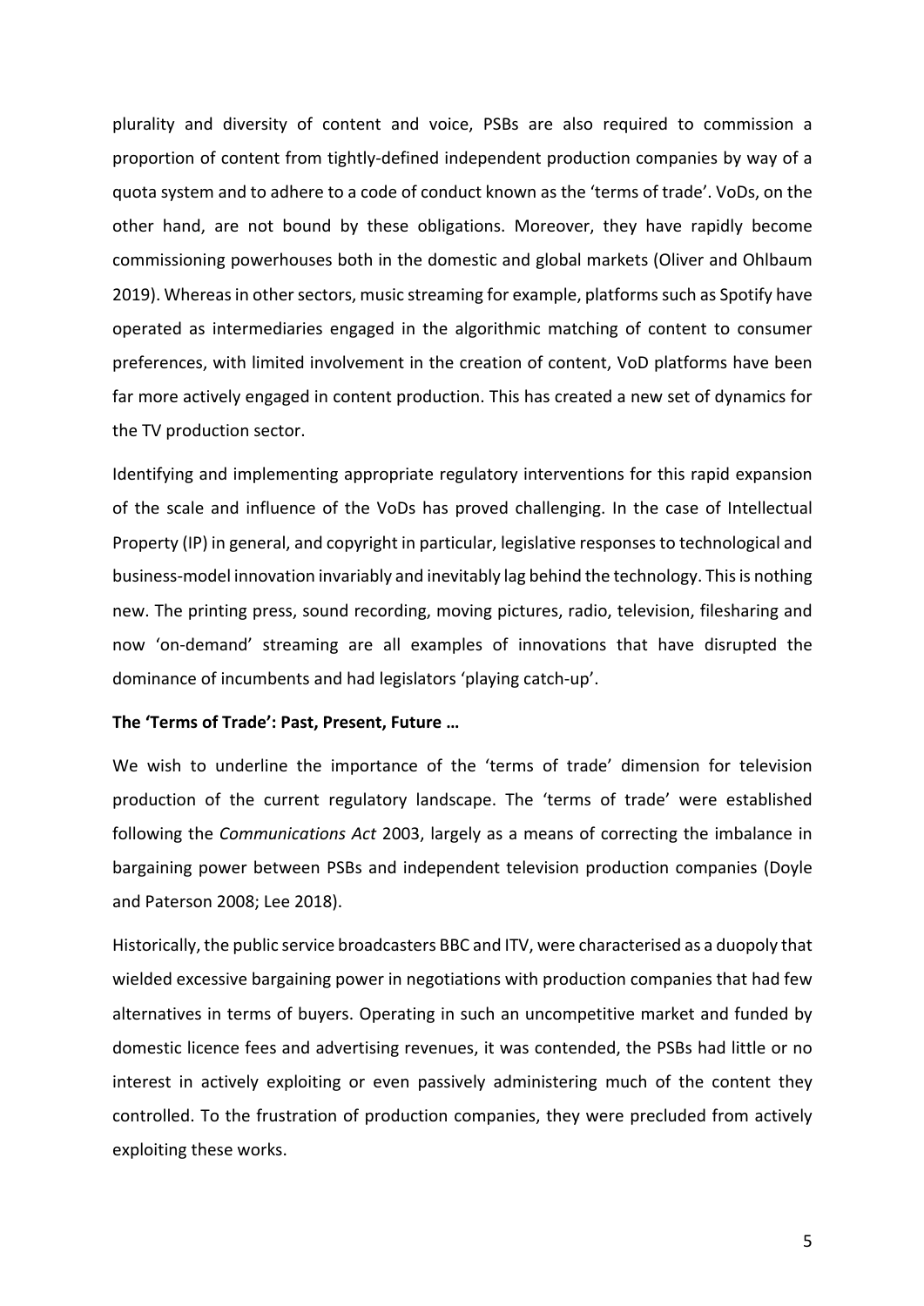plurality and diversity of content and voice, PSBs are also required to commission a proportion of content from tightly-defined independent production companies by way of a quota system and to adhere to a code of conduct known as the 'terms of trade'. VoDs, on the other hand, are not bound by these obligations. Moreover, they have rapidly become commissioning powerhouses both in the domestic and global markets (Oliver and Ohlbaum 2019). Whereas in other sectors, music streaming for example, platforms such as Spotify have operated as intermediaries engaged in the algorithmic matching of content to consumer preferences, with limited involvement in the creation of content, VoD platforms have been far more actively engaged in content production. This has created a new set of dynamics for the TV production sector.

Identifying and implementing appropriate regulatory interventions for this rapid expansion of the scale and influence of the VoDs has proved challenging. In the case of Intellectual Property (IP) in general, and copyright in particular, legislative responses to technological and business-model innovation invariably and inevitably lag behind the technology. This is nothing new. The printing press, sound recording, moving pictures, radio, television, filesharing and now 'on-demand' streaming are all examples of innovations that have disrupted the dominance of incumbents and had legislators 'playing catch-up'.

**The 'Terms of Trade': Past, Present, Future …**

We wish to underline the importance of the 'terms of trade' dimension for television production of the current regulatory landscape. The 'terms of trade' were established following the *Communications Act* 2003, largely as a means of correcting the imbalance in bargaining power between PSBs and independent television production companies (Doyle and Paterson 2008; Lee 2018).

Historically, the public service broadcasters BBC and ITV, were characterised as a duopoly that wielded excessive bargaining power in negotiations with production companies that had few alternatives in terms of buyers. Operating in such an uncompetitive market and funded by domestic licence fees and advertising revenues, it was contended, the PSBs had little or no interest in actively exploiting or even passively administering much of the content they controlled. To the frustration of production companies, they were precluded from actively exploiting these works.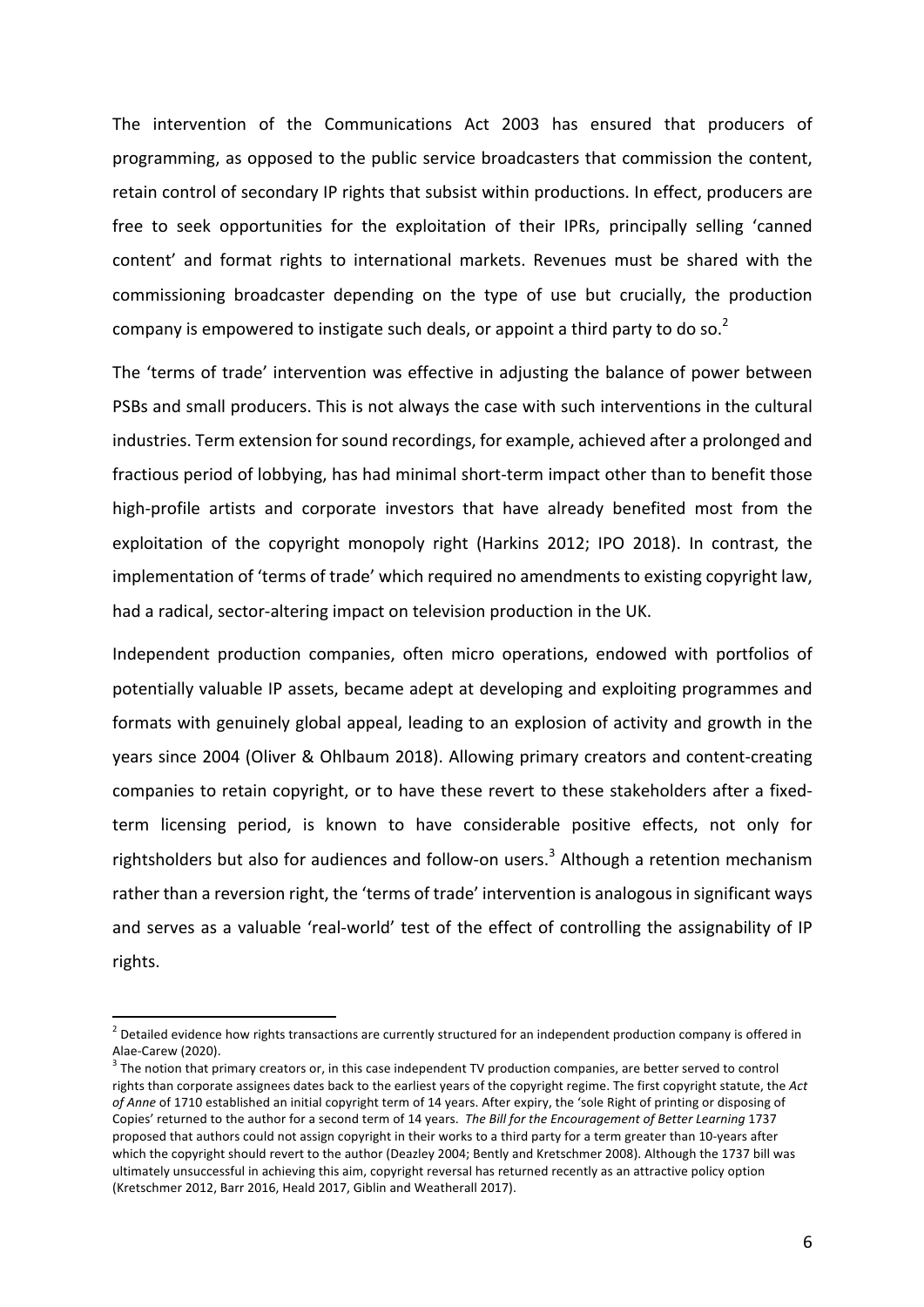The intervention of the Communications Act 2003 has ensured that producers of programming, as opposed to the public service broadcasters that commission the content, retain control of secondary IP rights that subsist within productions. In effect, producers are free to seek opportunities for the exploitation of their IPRs, principally selling 'canned content' and format rights to international markets. Revenues must be shared with the commissioning broadcaster depending on the type of use but crucially, the production company is empowered to instigate such deals, or appoint a third party to do so.[2]

The 'terms of trade' intervention was effective in adjusting the balance of power between PSBs and small producers. This is not always the case with such interventions in the cultural industries. Term extension for sound recordings, for example, achieved after a prolonged and fractious period of lobbying, has had minimal short-term impact other than to benefit those high-profile artists and corporate investors that have already benefited most from the exploitation of the copyright monopoly right (Harkins 2012; IPO 2018). In contrast, the implementation of 'terms of trade' which required no amendments to existing copyright law, had a radical, sector-altering impact on television production in the UK.

Independent production companies, often micro operations, endowed with portfolios of potentially valuable IP assets, became adept at developing and exploiting programmes and formats with genuinely global appeal, leading to an explosion of activity and growth in the years since 2004 (Oliver & Ohlbaum 2018). Allowing primary creators and content-creating companies to retain copyright, or to have these revert to these stakeholders after a fixed-term licensing period, is known to have considerable positive effects, not only for rightsholders but also for audiences and follow-on users.[3] Although a retention mechanism rather than a reversion right, the 'terms of trade' intervention is analogous in significant ways and serves as a valuable 'real-world' test of the effect of controlling the assignability of IP rights.

---

[2] Detailed evidence how rights transactions are currently structured for an independent production company is offered in Alae-Carew (2020).

[3] The notion that primary creators or, in this case independent TV production companies, are better served to control rights than corporate assignees dates back to the earliest years of the copyright regime. The first copyright statute, the *Act of Anne* of 1710 established an initial copyright term of 14 years. After expiry, the 'sole Right of printing or disposing of Copies' returned to the author for a second term of 14 years. *The Bill for the Encouragement of Better Learning* 1737 proposed that authors could not assign copyright in their works to a third party for a term greater than 10-years after which the copyright should revert to the author (Deazley 2004; Bently and Kretschmer 2008). Although the 1737 bill was ultimately unsuccessful in achieving this aim, copyright reversal has returned recently as an attractive policy option (Kretschmer 2012, Barr 2016, Heald 2017, Giblin and Weatherall 2017).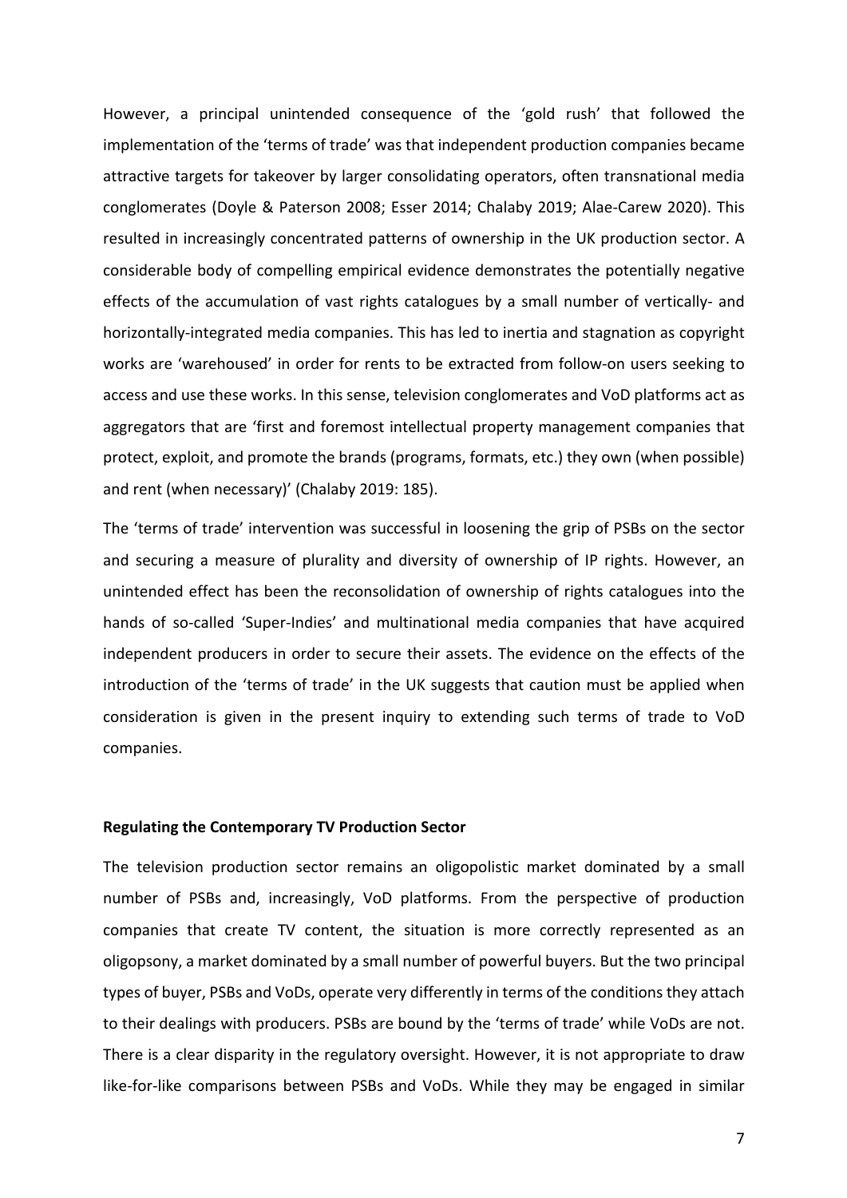However, a principal unintended consequence of the 'gold rush' that followed the implementation of the 'terms of trade' was that independent production companies became attractive targets for takeover by larger consolidating operators, often transnational media conglomerates (Doyle & Paterson 2008; Esser 2014; Chalaby 2019; Alae-Carew 2020). This resulted in increasingly concentrated patterns of ownership in the UK production sector. A considerable body of compelling empirical evidence demonstrates the potentially negative effects of the accumulation of vast rights catalogues by a small number of vertically- and horizontally-integrated media companies. This has led to inertia and stagnation as copyright works are 'warehoused' in order for rents to be extracted from follow-on users seeking to access and use these works. In this sense, television conglomerates and VoD platforms act as aggregators that are 'first and foremost intellectual property management companies that protect, exploit, and promote the brands (programs, formats, etc.) they own (when possible) and rent (when necessary)' (Chalaby 2019: 185).

The 'terms of trade' intervention was successful in loosening the grip of PSBs on the sector and securing a measure of plurality and diversity of ownership of IP rights. However, an unintended effect has been the reconsolidation of ownership of rights catalogues into the hands of so-called 'Super-Indies' and multinational media companies that have acquired independent producers in order to secure their assets. The evidence on the effects of the introduction of the 'terms of trade' in the UK suggests that caution must be applied when consideration is given in the present inquiry to extending such terms of trade to VoD companies.

**Regulating the Contemporary TV Production Sector**

The television production sector remains an oligopolistic market dominated by a small number of PSBs and, increasingly, VoD platforms. From the perspective of production companies that create TV content, the situation is more correctly represented as an oligopsony, a market dominated by a small number of powerful buyers. But the two principal types of buyer, PSBs and VoDs, operate very differently in terms of the conditions they attach to their dealings with producers. PSBs are bound by the 'terms of trade' while VoDs are not. There is a clear disparity in the regulatory oversight. However, it is not appropriate to draw like-for-like comparisons between PSBs and VoDs. While they may be engaged in similar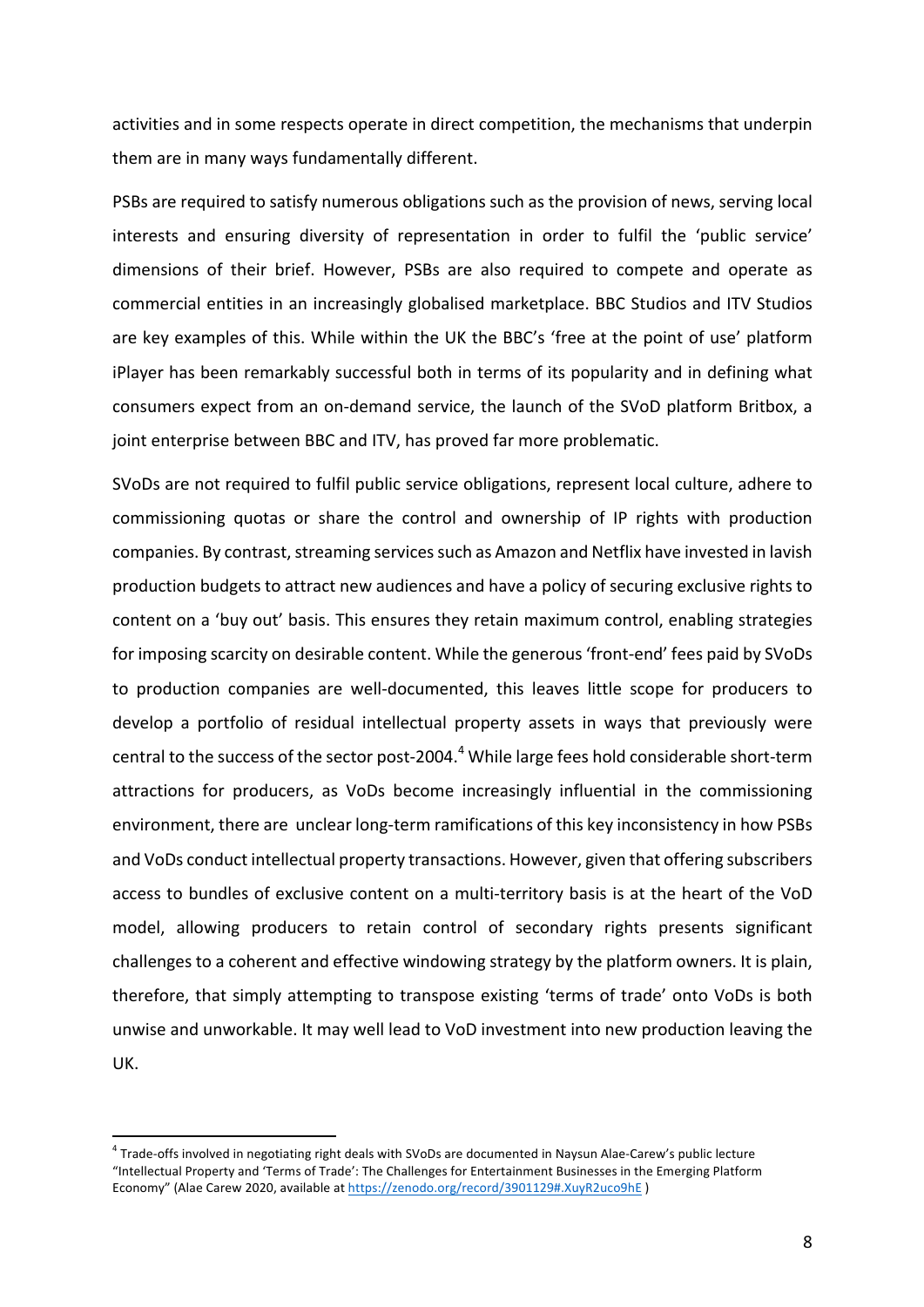activities and in some respects operate in direct competition, the mechanisms that underpin them are in many ways fundamentally different.

PSBs are required to satisfy numerous obligations such as the provision of news, serving local interests and ensuring diversity of representation in order to fulfil the 'public service' dimensions of their brief. However, PSBs are also required to compete and operate as commercial entities in an increasingly globalised marketplace. BBC Studios and ITV Studios are key examples of this. While within the UK the BBC's 'free at the point of use' platform iPlayer has been remarkably successful both in terms of its popularity and in defining what consumers expect from an on-demand service, the launch of the SVoD platform Britbox, a joint enterprise between BBC and ITV, has proved far more problematic.

SVoDs are not required to fulfil public service obligations, represent local culture, adhere to commissioning quotas or share the control and ownership of IP rights with production companies. By contrast, streaming services such as Amazon and Netflix have invested in lavish production budgets to attract new audiences and have a policy of securing exclusive rights to content on a 'buy out' basis. This ensures they retain maximum control, enabling strategies for imposing scarcity on desirable content. While the generous 'front-end' fees paid by SVoDs to production companies are well-documented, this leaves little scope for producers to develop a portfolio of residual intellectual property assets in ways that previously were central to the success of the sector post-2004.[4] While large fees hold considerable short-term attractions for producers, as VoDs become increasingly influential in the commissioning environment, there are unclear long-term ramifications of this key inconsistency in how PSBs and VoDs conduct intellectual property transactions. However, given that offering subscribers access to bundles of exclusive content on a multi-territory basis is at the heart of the VoD model, allowing producers to retain control of secondary rights presents significant challenges to a coherent and effective windowing strategy by the platform owners. It is plain, therefore, that simply attempting to transpose existing 'terms of trade' onto VoDs is both unwise and unworkable. It may well lead to VoD investment into new production leaving the UK.

---

[4] Trade-offs involved in negotiating right deals with SVoDs are documented in Naysun Alae-Carew's public lecture "Intellectual Property and 'Terms of Trade': The Challenges for Entertainment Businesses in the Emerging Platform Economy" (Alae Carew 2020, available at https://zenodo.org/record/3901129#.XuyR2uco9hE )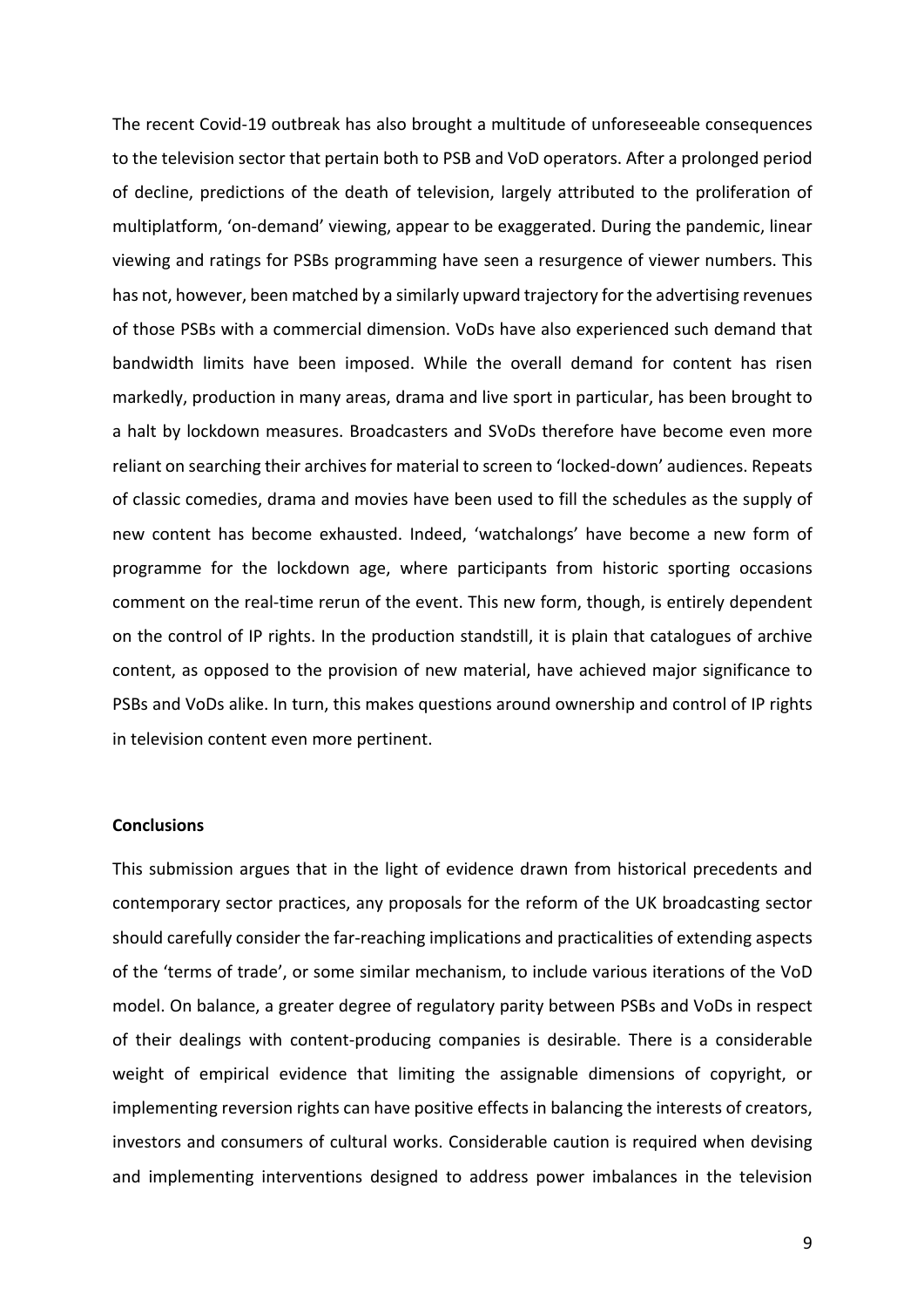The recent Covid-19 outbreak has also brought a multitude of unforeseeable consequences to the television sector that pertain both to PSB and VoD operators. After a prolonged period of decline, predictions of the death of television, largely attributed to the proliferation of multiplatform, 'on-demand' viewing, appear to be exaggerated. During the pandemic, linear viewing and ratings for PSBs programming have seen a resurgence of viewer numbers. This has not, however, been matched by a similarly upward trajectory for the advertising revenues of those PSBs with a commercial dimension. VoDs have also experienced such demand that bandwidth limits have been imposed. While the overall demand for content has risen markedly, production in many areas, drama and live sport in particular, has been brought to a halt by lockdown measures. Broadcasters and SVoDs therefore have become even more reliant on searching their archives for material to screen to 'locked-down' audiences. Repeats of classic comedies, drama and movies have been used to fill the schedules as the supply of new content has become exhausted. Indeed, 'watchalongs' have become a new form of programme for the lockdown age, where participants from historic sporting occasions comment on the real-time rerun of the event. This new form, though, is entirely dependent on the control of IP rights. In the production standstill, it is plain that catalogues of archive content, as opposed to the provision of new material, have achieved major significance to PSBs and VoDs alike. In turn, this makes questions around ownership and control of IP rights in television content even more pertinent.

**Conclusions**

This submission argues that in the light of evidence drawn from historical precedents and contemporary sector practices, any proposals for the reform of the UK broadcasting sector should carefully consider the far-reaching implications and practicalities of extending aspects of the 'terms of trade', or some similar mechanism, to include various iterations of the VoD model. On balance, a greater degree of regulatory parity between PSBs and VoDs in respect of their dealings with content-producing companies is desirable. There is a considerable weight of empirical evidence that limiting the assignable dimensions of copyright, or implementing reversion rights can have positive effects in balancing the interests of creators, investors and consumers of cultural works. Considerable caution is required when devising and implementing interventions designed to address power imbalances in the television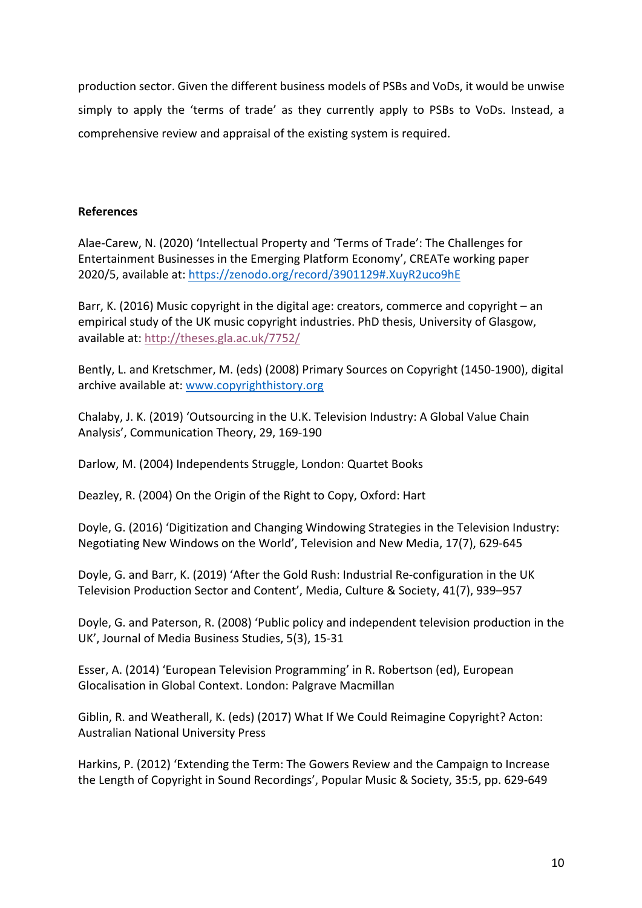production sector. Given the different business models of PSBs and VoDs, it would be unwise simply to apply the 'terms of trade' as they currently apply to PSBs to VoDs. Instead, a comprehensive review and appraisal of the existing system is required.

**References**

Alae-Carew, N. (2020) 'Intellectual Property and 'Terms of Trade': The Challenges for Entertainment Businesses in the Emerging Platform Economy', CREATe working paper 2020/5, available at: https://zenodo.org/record/3901129#.XuyR2uco9hE

Barr, K. (2016) Music copyright in the digital age: creators, commerce and copyright – an empirical study of the UK music copyright industries. PhD thesis, University of Glasgow, available at: http://theses.gla.ac.uk/7752/

Bently, L. and Kretschmer, M. (eds) (2008) Primary Sources on Copyright (1450-1900), digital archive available at: www.copyrighthistory.org

Chalaby, J. K. (2019) 'Outsourcing in the U.K. Television Industry: A Global Value Chain Analysis', Communication Theory, 29, 169-190

Darlow, M. (2004) Independents Struggle, London: Quartet Books

Deazley, R. (2004) On the Origin of the Right to Copy, Oxford: Hart

Doyle, G. (2016) 'Digitization and Changing Windowing Strategies in the Television Industry: Negotiating New Windows on the World', Television and New Media, 17(7), 629-645

Doyle, G. and Barr, K. (2019) 'After the Gold Rush: Industrial Re-configuration in the UK Television Production Sector and Content', Media, Culture & Society, 41(7), 939–957

Doyle, G. and Paterson, R. (2008) 'Public policy and independent television production in the UK', Journal of Media Business Studies, 5(3), 15-31

Esser, A. (2014) 'European Television Programming' in R. Robertson (ed), European Glocalisation in Global Context. London: Palgrave Macmillan

Giblin, R. and Weatherall, K. (eds) (2017) What If We Could Reimagine Copyright? Acton: Australian National University Press

Harkins, P. (2012) 'Extending the Term: The Gowers Review and the Campaign to Increase the Length of Copyright in Sound Recordings', Popular Music & Society, 35:5, pp. 629-649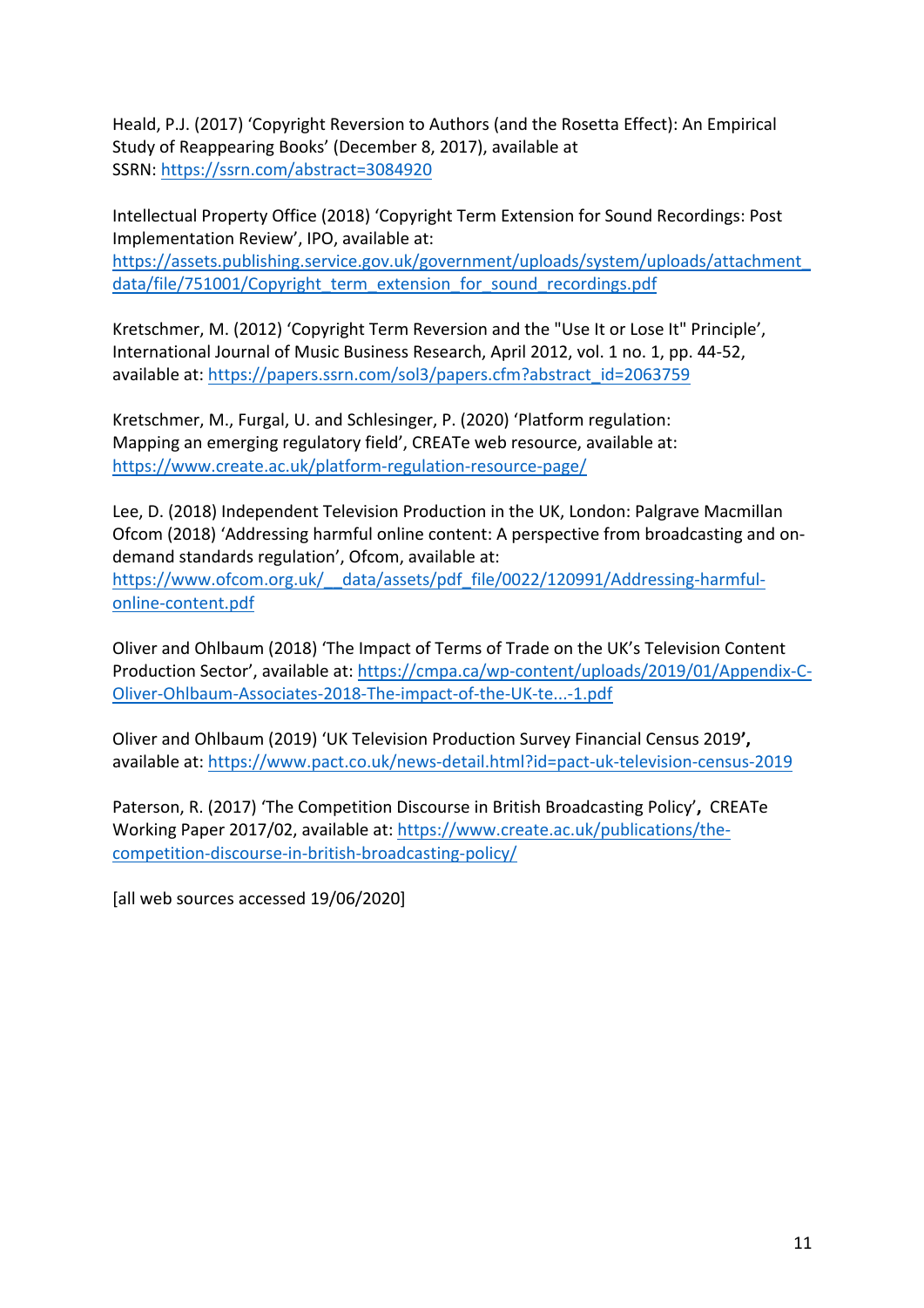Heald, P.J. (2017) 'Copyright Reversion to Authors (and the Rosetta Effect): An Empirical Study of Reappearing Books' (December 8, 2017), available at SSRN: https://ssrn.com/abstract=3084920

Intellectual Property Office (2018) 'Copyright Term Extension for Sound Recordings: Post Implementation Review', IPO, available at: https://assets.publishing.service.gov.uk/government/uploads/system/uploads/attachment_data/file/751001/Copyright_term_extension_for_sound_recordings.pdf

Kretschmer, M. (2012) 'Copyright Term Reversion and the "Use It or Lose It" Principle', International Journal of Music Business Research, April 2012, vol. 1 no. 1, pp. 44-52, available at: https://papers.ssrn.com/sol3/papers.cfm?abstract_id=2063759

Kretschmer, M., Furgal, U. and Schlesinger, P. (2020) 'Platform regulation: Mapping an emerging regulatory field', CREATe web resource, available at: https://www.create.ac.uk/platform-regulation-resource-page/

Lee, D. (2018) Independent Television Production in the UK, London: Palgrave Macmillan
Ofcom (2018) 'Addressing harmful online content: A perspective from broadcasting and on-demand standards regulation', Ofcom, available at: https://www.ofcom.org.uk/__data/assets/pdf_file/0022/120991/Addressing-harmful-online-content.pdf

Oliver and Ohlbaum (2018) 'The Impact of Terms of Trade on the UK's Television Content Production Sector', available at: https://cmpa.ca/wp-content/uploads/2019/01/Appendix-C-Oliver-Ohlbaum-Associates-2018-The-impact-of-the-UK-te...-1.pdf

Oliver and Ohlbaum (2019) 'UK Television Production Survey Financial Census 2019**',** available at: https://www.pact.co.uk/news-detail.html?id=pact-uk-television-census-2019

Paterson, R. (2017) 'The Competition Discourse in British Broadcasting Policy'**,** CREATe Working Paper 2017/02, available at: https://www.create.ac.uk/publications/the-competition-discourse-in-british-broadcasting-policy/

[all web sources accessed 19/06/2020]